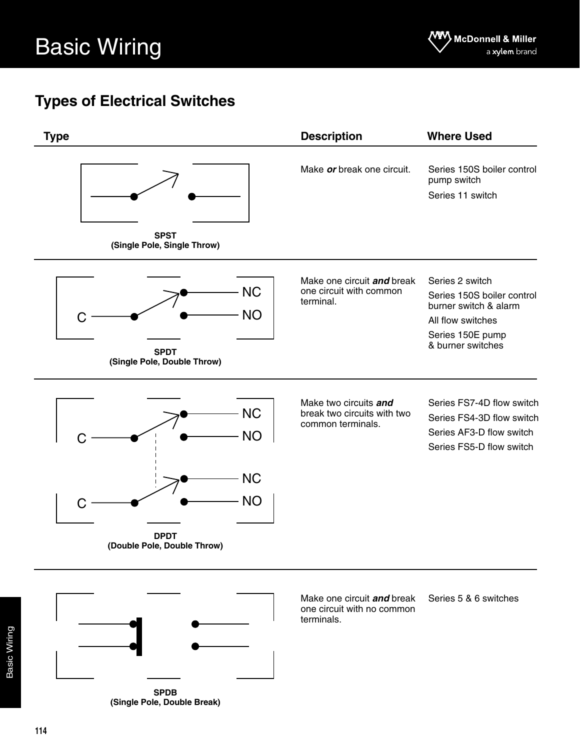# Basic Wiring

## Types of Electrical Switches

| Type | Description | Where Used |
|---|---|---|
| C, NC, NO<br>**SPST**<br>**(Single Pole, Single Throw)** | Make ***or*** break one circuit. | Series 150S boiler control pump switch<br>Series 11 switch |
| C, NC, NO<br>**SPDT**<br>**(Single Pole, Double Throw)** | Make one circuit ***and*** break one circuit with common terminal. | Series 2 switch<br>Series 150S boiler control burner switch & alarm<br>All flow switches<br>Series 150E pump & burner switches |
| C, NC, NO, C, NC, NO<br>**DPDT**<br>**(Double Pole, Double Throw)** | Make two circuits ***and*** break two circuits with two common terminals. | Series FS7-4D flow switch<br>Series FS4-3D flow switch<br>Series AF3-D flow switch<br>Series FS5-D flow switch |
| **SPDB**<br>**(Single Pole, Double Break)** | Make one circuit ***and*** break one circuit with no common terminals. | Series 5 & 6 switches |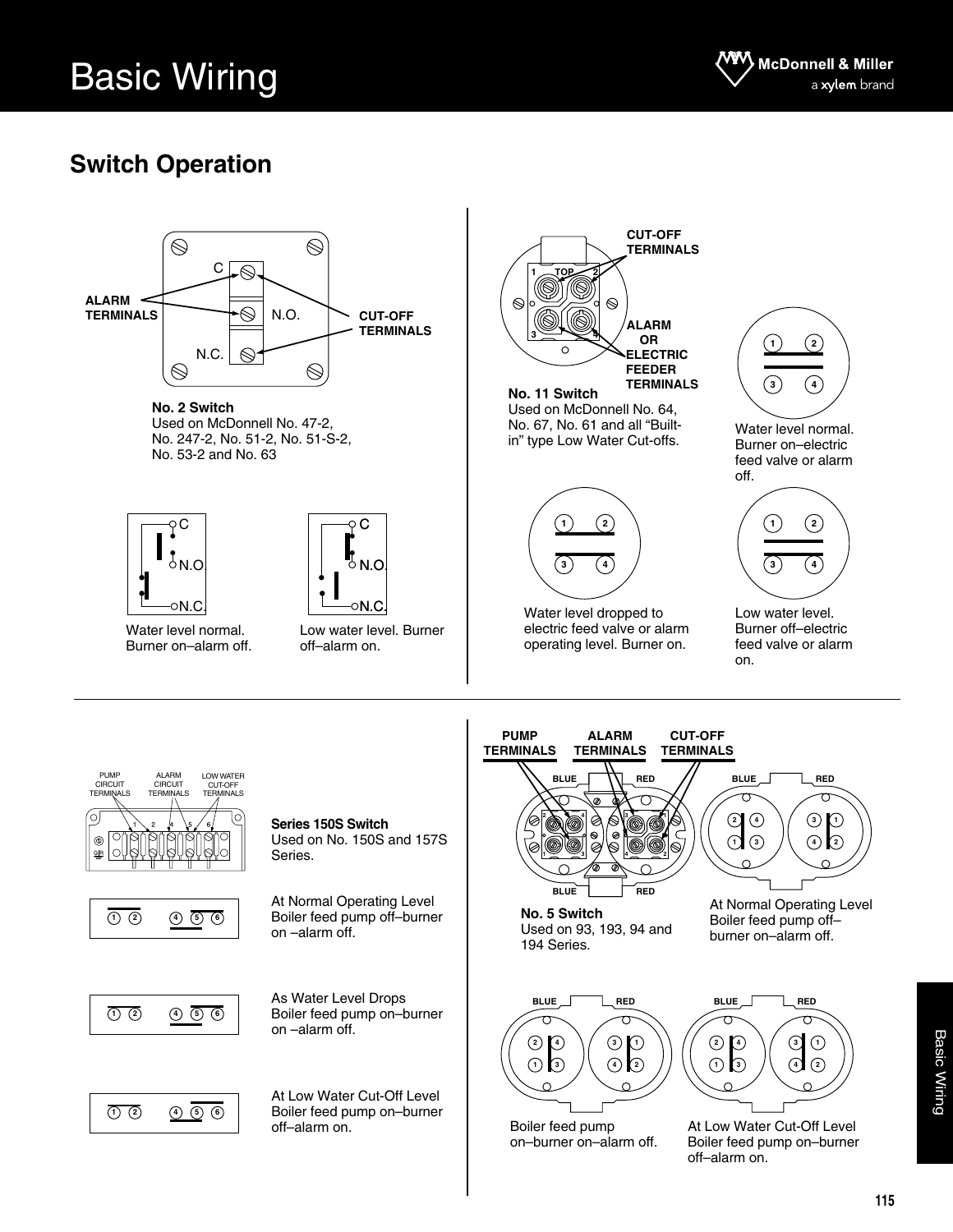# Basic Wiring

## Switch Operation

ALARM TERMINALS

C

N.O.

N.C.

CUT-OFF TERMINALS

**No. 2 Switch**
Used on McDonnell No. 47-2, No. 247-2, No. 51-2, No. 51-S-2, No. 53-2 and No. 63

C
N.O.
N.C.

Water level normal. Burner on–alarm off.

C
N.O.
N.C.

Low water level. Burner off–alarm on.

CUT-OFF TERMINALS

1 TOP 2
3 4

ALARM OR ELECTRIC FEEDER TERMINALS

**No. 11 Switch**
Used on McDonnell No. 64, No. 67, No. 61 and all "Built-in" type Low Water Cut-offs.

1 2
3 4

Water level normal. Burner on–electric feed valve or alarm off.

1 2
3 4

Water level dropped to electric feed valve or alarm operating level. Burner on.

1 2
3 4

Low water level. Burner off–electric feed valve or alarm on.

PUMP CIRCUIT TERMINALS

ALARM CIRCUIT TERMINALS

LOW WATER CUT-OFF TERMINALS

1 2 4 5 6

**Series 150S Switch**
Used on No. 150S and 157S Series.

1 2 4 5 6

At Normal Operating Level Boiler feed pump off–burner on –alarm off.

1 2 4 5 6

As Water Level Drops Boiler feed pump on–burner on –alarm off.

1 2 4 5 6

At Low Water Cut-Off Level Boiler feed pump on–burner off–alarm on.

PUMP TERMINALS

ALARM TERMINALS

CUT-OFF TERMINALS

BLUE RED

BLUE RED

**No. 5 Switch**
Used on 93, 193, 94 and 194 Series.

BLUE RED

2 4
1 3

3 1
4 2

At Normal Operating Level Boiler feed pump off–burner on–alarm off.

BLUE RED

2 4
1 3

3 1
4 2

Boiler feed pump on–burner on–alarm off.

BLUE RED

2 4
1 3

3 1
4 2

At Low Water Cut-Off Level Boiler feed pump on–burner off–alarm on.